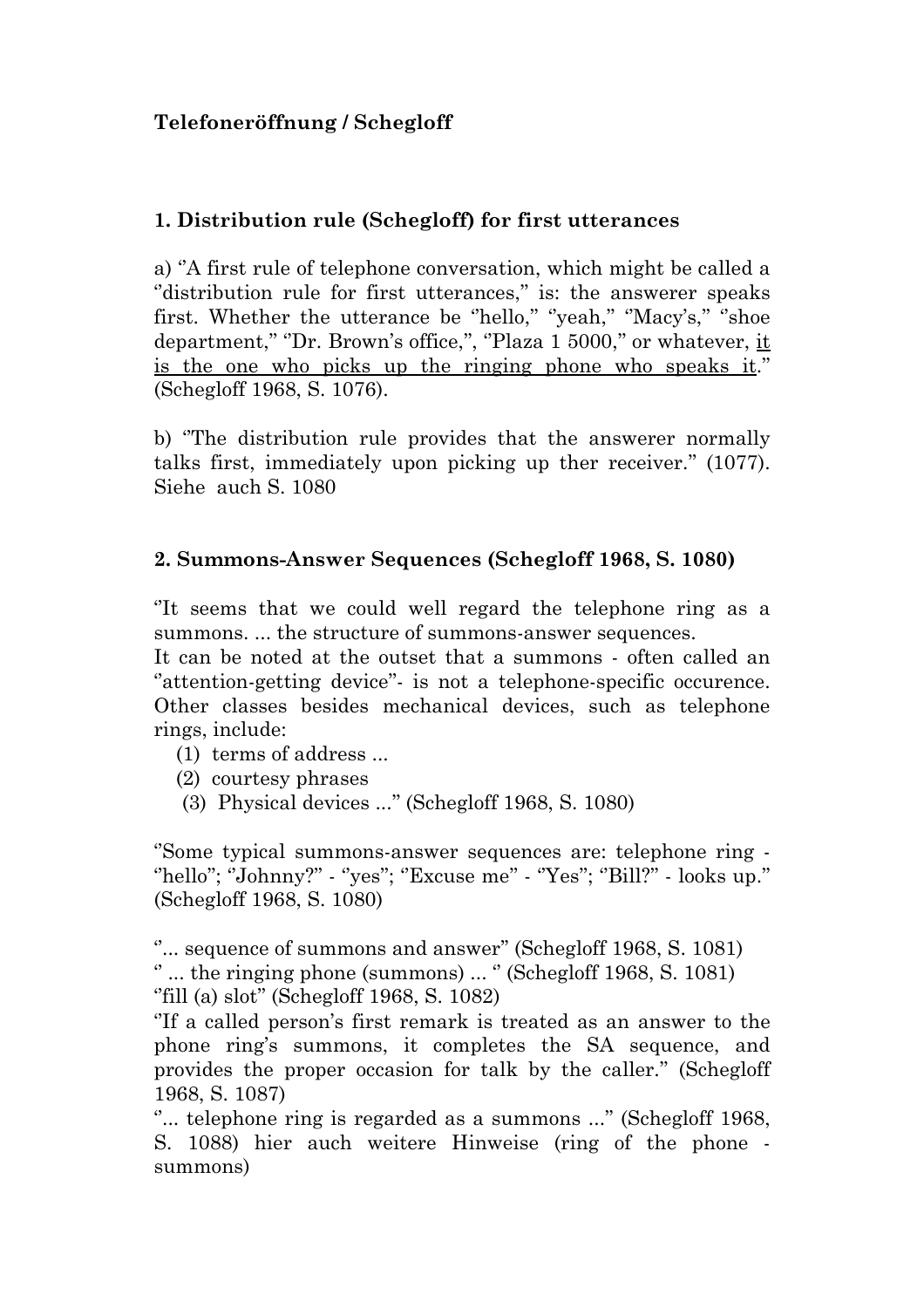**Telefoneröffnung / Schegloff**

**1. Distribution rule (Schegloff) for first utterances**

a) "A first rule of telephone conversation, which might be called a "distribution rule for first utterances," is: the answerer speaks first. Whether the utterance be "hello," "yeah," "Macy's," "shoe department," "Dr. Brown's office,", "Plaza 1 5000," or whatever, <u>it is the one who picks up the ringing phone who speaks it</u>." (Schegloff 1968, S. 1076).

b) "The distribution rule provides that the answerer normally talks first, immediately upon picking up ther receiver." (1077). Siehe auch S. 1080

**2. Summons-Answer Sequences (Schegloff 1968, S. 1080)**

"It seems that we could well regard the telephone ring as a summons. ... the structure of summons-answer sequences.
It can be noted at the outset that a summons - often called an "attention-getting device"- is not a telephone-specific occurence. Other classes besides mechanical devices, such as telephone rings, include:

(1) terms of address ...
(2) courtesy phrases
(3) Physical devices ..." (Schegloff 1968, S. 1080)

"Some typical summons-answer sequences are: telephone ring - "hello"; "Johnny?" - "yes"; "Excuse me" - "Yes"; "Bill?" - looks up." (Schegloff 1968, S. 1080)

"... sequence of summons and answer" (Schegloff 1968, S. 1081)
" ... the ringing phone (summons) ... " (Schegloff 1968, S. 1081)
"fill (a) slot" (Schegloff 1968, S. 1082)
"If a called person's first remark is treated as an answer to the phone ring's summons, it completes the SA sequence, and provides the proper occasion for talk by the caller." (Schegloff 1968, S. 1087)
"... telephone ring is regarded as a summons ..." (Schegloff 1968, S. 1088) hier auch weitere Hinweise (ring of the phone - summons)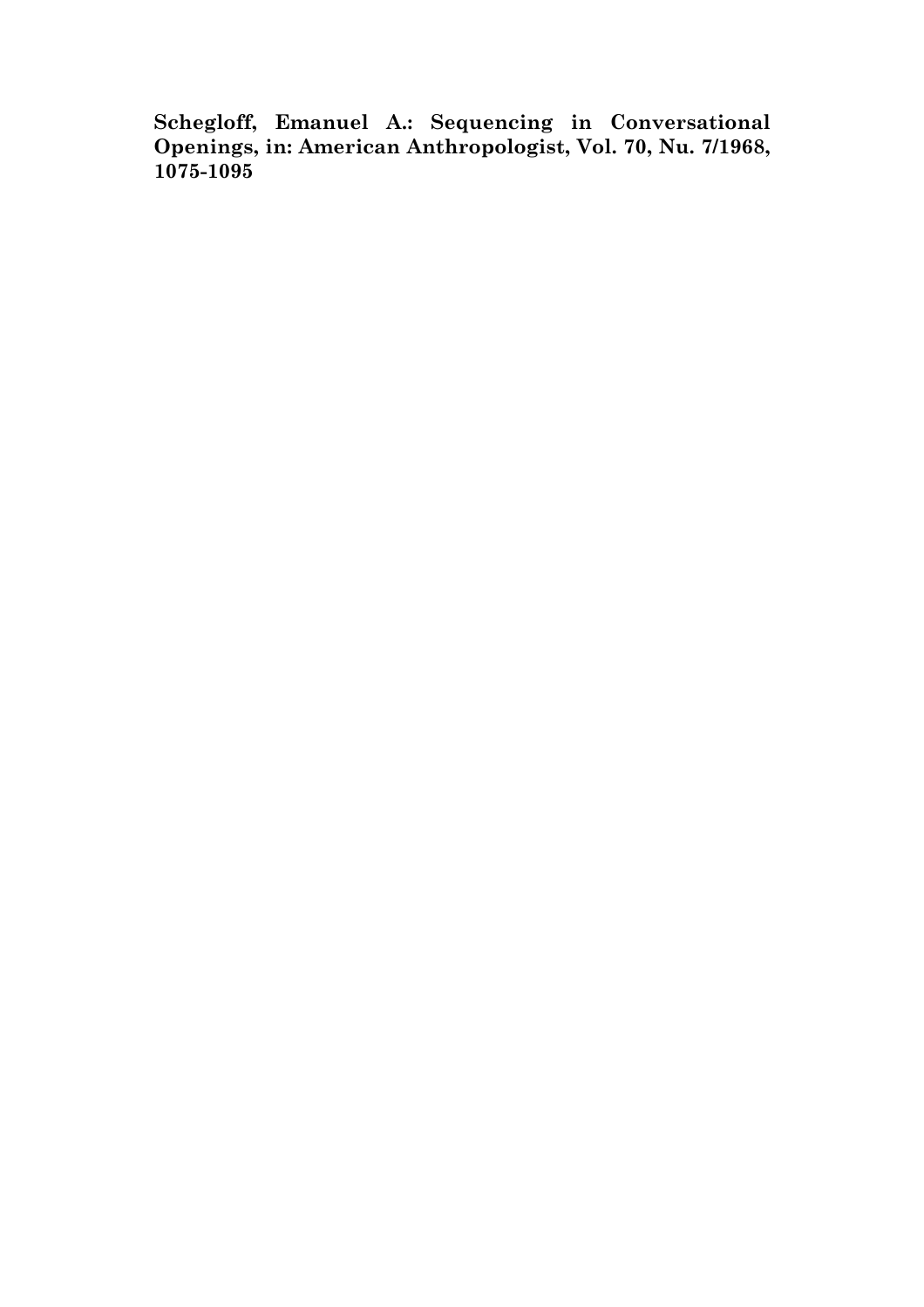**Schegloff, Emanuel A.: Sequencing in Conversational Openings, in: American Anthropologist, Vol. 70, Nu. 7/1968, 1075-1095**